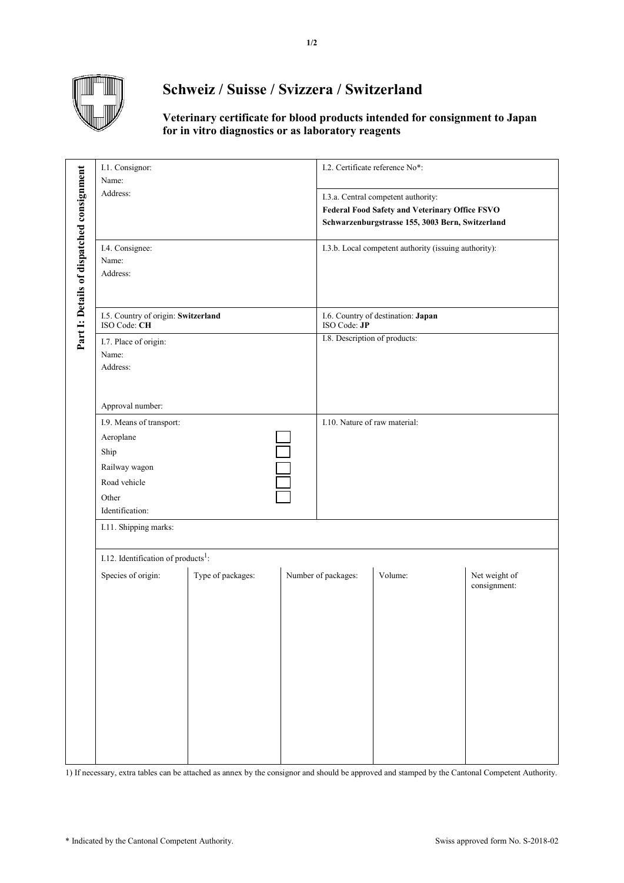# Schweiz / Suisse / Svizzera / Switzerland

**Veterinary certificate for blood products intended for consignment to Japan for in vitro diagnostics or as laboratory reagents**

**Part I: Details of dispatched consignment**

| | |
|---|---|
| I.1. Consignor:<br>Name:<br>Address: | I.2. Certificate reference No*: |
| | I.3.a. Central competent authority:<br>**Federal Food Safety and Veterinary Office FSVO**<br>**Schwarzenburgstrasse 155, 3003 Bern, Switzerland** |
| I.4. Consignee:<br>Name:<br>Address: | I.3.b. Local competent authority (issuing authority): |
| I.5. Country of origin: **Switzerland**<br>ISO Code: **CH** | I.6. Country of destination: **Japan**<br>ISO Code: **JP** |
| I.7. Place of origin:<br>Name:<br>Address:<br><br>Approval number: | I.8. Description of products: |
| I.9. Means of transport:<br>Aeroplane ☐<br>Ship ☐<br>Railway wagon ☐<br>Road vehicle ☐<br>Other ☐<br>Identification: | I.10. Nature of raw material: |

I.11. Shipping marks:

I.12. Identification of products[1]:

| Species of origin: | Type of packages: | Number of packages: | Volume: | Net weight of consignment: |
|---|---|---|---|---|
| | | | | |

1) If necessary, extra tables can be attached as annex by the consignor and should be approved and stamped by the Cantonal Competent Authority.

\* Indicated by the Cantonal Competent Authority.

Swiss approved form No. S-2018-02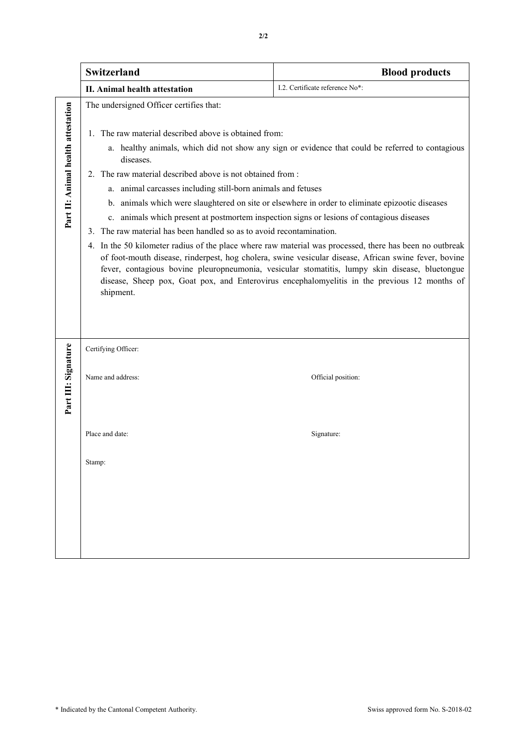| Switzerland | Blood products |
|---|---|
| **II. Animal health attestation** | I.2. Certificate reference No*: |

**Part II: Animal health attestation**

The undersigned Officer certifies that:

1. The raw material described above is obtained from:
   a. healthy animals, which did not show any sign or evidence that could be referred to contagious diseases.
2. The raw material described above is not obtained from :
   a. animal carcasses including still-born animals and fetuses
   b. animals which were slaughtered on site or elsewhere in order to eliminate epizootic diseases
   c. animals which present at postmortem inspection signs or lesions of contagious diseases
3. The raw material has been handled so as to avoid recontamination.
4. In the 50 kilometer radius of the place where raw material was processed, there has been no outbreak of foot-mouth disease, rinderpest, hog cholera, swine vesicular disease, African swine fever, bovine fever, contagious bovine pleuropneumonia, vesicular stomatitis, lumpy skin disease, bluetongue disease, Sheep pox, Goat pox, and Enterovirus encephalomyelitis in the previous 12 months of shipment.

**Part III: Signature**

Certifying Officer:

Name and address: 

Official position:

Place and date: 

Signature:

Stamp:

\* Indicated by the Cantonal Competent Authority.

Swiss approved form No. S-2018-02